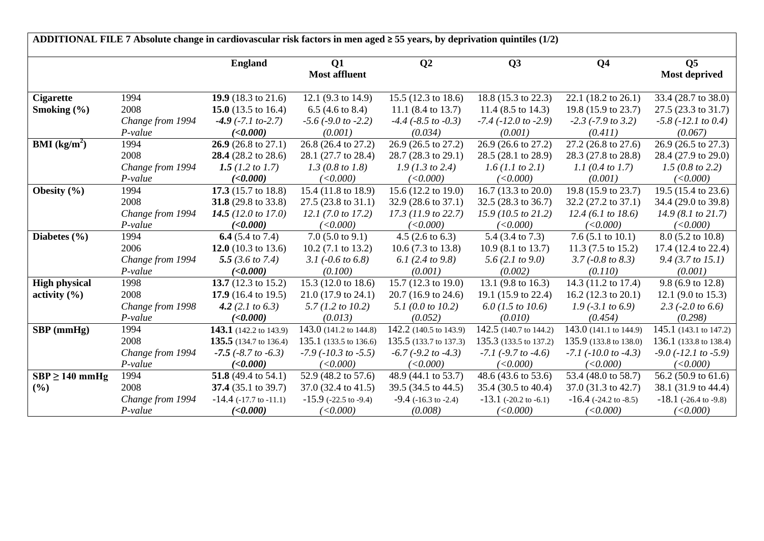**ADDITIONAL FILE 7 Absolute change in cardiovascular risk factors in men aged ≥ 55 years, by deprivation quintiles (1/2)**

| | | England | Q1 Most affluent | Q2 | Q3 | Q4 | Q5 Most deprived |
|---|---|---|---|---|---|---|---|
| **Cigarette Smoking (%)** | 1994 | **19.9** (18.3 to 21.6) | 12.1 (9.3 to 14.9) | 15.5 (12.3 to 18.6) | 18.8 (15.3 to 22.3) | 22.1 (18.2 to 26.1) | 33.4 (28.7 to 38.0) |
| | 2008 | **15.0** (13.5 to 16.4) | 6.5 (4.6 to 8.4) | 11.1 (8.4 to 13.7) | 11.4 (8.5 to 14.3) | 19.8 (15.9 to 23.7) | 27.5 (23.3 to 31.7) |
| | *Change from 1994* | ***-4.9** (-7.1 to-2.7)* | *-5.6 (-9.0 to -2.2)* | *-4.4 (-8.5 to -0.3)* | *-7.4 (-12.0 to -2.9)* | *-2.3 (-7.9 to 3.2)* | *-5.8 (-12.1 to 0.4)* |
| | *P-value* | ***(<0.000)*** | *(0.001)* | *(0.034)* | *(0.001)* | *(0.411)* | *(0.067)* |
| **BMI (kg/m$^2$)** | 1994 | **26.9** (26.8 to 27.1) | 26.8 (26.4 to 27.2) | 26.9 (26.5 to 27.2) | 26.9 (26.6 to 27.2) | 27.2 (26.8 to 27.6) | 26.9 (26.5 to 27.3) |
| | 2008 | **28.4** (28.2 to 28.6) | 28.1 (27.7 to 28.4) | 28.7 (28.3 to 29.1) | 28.5 (28.1 to 28.9) | 28.3 (27.8 to 28.8) | 28.4 (27.9 to 29.0) |
| | *Change from 1994* | ***1.5** (1.2 to 1.7)* | *1.3 (0.8 to 1.8)* | *1.9 (1.3 to 2.4)* | *1.6 (1.1 to 2.1)* | *1.1 (0.4 to 1.7)* | *1.5 (0.8 to 2.2)* |
| | *P-value* | ***(<0.000)*** | *(<0.000)* | *(<0.000)* | *(<0.000)* | *(0.001)* | *(<0.000)* |
| **Obesity (%)** | 1994 | **17.3** (15.7 to 18.8) | 15.4 (11.8 to 18.9) | 15.6 (12.2 to 19.0) | 16.7 (13.3 to 20.0) | 19.8 (15.9 to 23.7) | 19.5 (15.4 to 23.6) |
| | 2008 | **31.8** (29.8 to 33.8) | 27.5 (23.8 to 31.1) | 32.9 (28.6 to 37.1) | 32.5 (28.3 to 36.7) | 32.2 (27.2 to 37.1) | 34.4 (29.0 to 39.8) |
| | *Change from 1994* | ***14.5** (12.0 to 17.0)* | *12.1 (7.0 to 17.2)* | *17.3 (11.9 to 22.7)* | *15.9 (10.5 to 21.2)* | *12.4 (6.1 to 18.6)* | *14.9 (8.1 to 21.7)* |
| | *P-value* | ***(<0.000)*** | *(<0.000)* | *(<0.000)* | *(<0.000)* | *(<0.000)* | *(<0.000)* |
| **Diabetes (%)** | 1994 | **6.4** (5.4 to 7.4) | 7.0 (5.0 to 9.1) | 4.5 (2.6 to 6.3) | 5.4 (3.4 to 7.3) | 7.6 (5.1 to 10.1) | 8.0 (5.2 to 10.8) |
| | 2006 | **12.0** (10.3 to 13.6) | 10.2 (7.1 to 13.2) | 10.6 (7.3 to 13.8) | 10.9 (8.1 to 13.7) | 11.3 (7.5 to 15.2) | 17.4 (12.4 to 22.4) |
| | *Change from 1994* | ***5.5** (3.6 to 7.4)* | *3.1 (-0.6 to 6.8)* | *6.1 (2.4 to 9.8)* | *5.6 (2.1 to 9.0)* | *3.7 (-0.8 to 8.3)* | *9.4 (3.7 to 15.1)* |
| | *P-value* | ***(<0.000)*** | *(0.100)* | *(0.001)* | *(0.002)* | *(0.110)* | *(0.001)* |
| **High physical activity (%)** | 1998 | **13.7** (12.3 to 15.2) | 15.3 (12.0 to 18.6) | 15.7 (12.3 to 19.0) | 13.1 (9.8 to 16.3) | 14.3 (11.2 to 17.4) | 9.8 (6.9 to 12.8) |
| | 2008 | **17.9** (16.4 to 19.5) | 21.0 (17.9 to 24.1) | 20.7 (16.9 to 24.6) | 19.1 (15.9 to 22.4) | 16.2 (12.3 to 20.1) | 12.1 (9.0 to 15.3) |
| | *Change from 1998* | ***4.2** (2.1 to 6.3)* | *5.7 (1.2 to 10.2)* | *5.1 (0.0 to 10.2)* | *6.0 (1.5 to 10.6)* | *1.9 (-3.1 to 6.9)* | *2.3 (-2.0 to 6.6)* |
| | *P-value* | ***(<0.000)*** | *(0.013)* | *(0.052)* | *(0.010)* | *(0.454)* | *(0.298)* |
| **SBP (mmHg)** | 1994 | **143.1** (142.2 to 143.9) | 143.0 (141.2 to 144.8) | 142.2 (140.5 to 143.9) | 142.5 (140.7 to 144.2) | 143.0 (141.1 to 144.9) | 145.1 (143.1 to 147.2) |
| | 2008 | **135.5** (134.7 to 136.4) | 135.1 (133.5 to 136.6) | 135.5 (133.7 to 137.3) | 135.3 (133.5 to 137.2) | 135.9 (133.8 to 138.0) | 136.1 (133.8 to 138.4) |
| | *Change from 1994* | ***-7.5** (-8.7 to -6.3)* | *-7.9 (-10.3 to -5.5)* | *-6.7 (-9.2 to -4.3)* | *-7.1 (-9.7 to -4.6)* | *-7.1 (-10.0 to -4.3)* | *-9.0 (-12.1 to -5.9)* |
| | *P-value* | ***(<0.000)*** | *(<0.000)* | *(<0.000)* | *(<0.000)* | *(<0.000)* | *(<0.000)* |
| **SBP ≥ 140 mmHg (%)** | 1994 | **51.8** (49.4 to 54.1) | 52.9 (48.2 to 57.6) | 48.9 (44.1 to 53.7) | 48.6 (43.6 to 53.6) | 53.4 (48.0 to 58.7) | 56.2 (50.9 to 61.6) |
| | 2008 | **37.4** (35.1 to 39.7) | 37.0 (32.4 to 41.5) | 39.5 (34.5 to 44.5) | 35.4 (30.5 to 40.4) | 37.0 (31.3 to 42.7) | 38.1 (31.9 to 44.4) |
| | *Change from 1994* | -14.4 (-17.7 to -11.1) | -15.9 (-22.5 to -9.4) | -9.4 (-16.3 to -2.4) | -13.1 (-20.2 to -6.1) | -16.4 (-24.2 to -8.5) | -18.1 (-26.4 to -9.8) |
| | *P-value* | ***(<0.000)*** | *(<0.000)* | *(0.008)* | *(<0.000)* | *(<0.000)* | *(<0.000)* |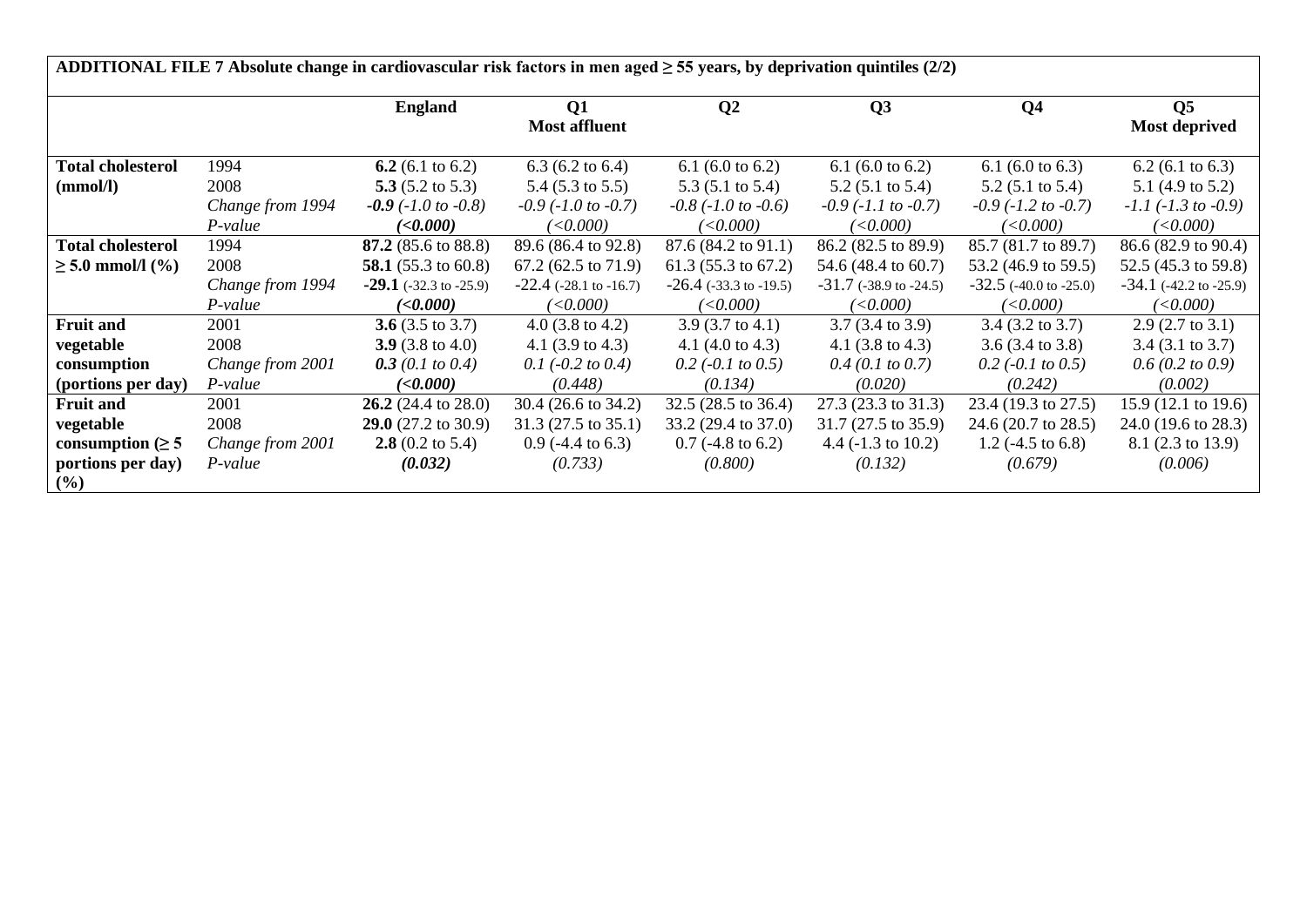**ADDITIONAL FILE 7 Absolute change in cardiovascular risk factors in men aged ≥ 55 years, by deprivation quintiles (2/2)**

| | | England | Q1 Most affluent | Q2 | Q3 | Q4 | Q5 Most deprived |
|---|---|---|---|---|---|---|---|
| **Total cholesterol (mmol/l)** | 1994 | **6.2** (6.1 to 6.2) | 6.3 (6.2 to 6.4) | 6.1 (6.0 to 6.2) | 6.1 (6.0 to 6.2) | 6.1 (6.0 to 6.3) | 6.2 (6.1 to 6.3) |
| | 2008 | **5.3** (5.2 to 5.3) | 5.4 (5.3 to 5.5) | 5.3 (5.1 to 5.4) | 5.2 (5.1 to 5.4) | 5.2 (5.1 to 5.4) | 5.1 (4.9 to 5.2) |
| | *Change from 1994* | ***-0.9** (-1.0 to -0.8)* | *-0.9 (-1.0 to -0.7)* | *-0.8 (-1.0 to -0.6)* | *-0.9 (-1.1 to -0.7)* | *-0.9 (-1.2 to -0.7)* | *-1.1 (-1.3 to -0.9)* |
| | *P-value* | ***(<0.000)*** | *(<0.000)* | *(<0.000)* | *(<0.000)* | *(<0.000)* | *(<0.000)* |
| **Total cholesterol ≥ 5.0 mmol/l (%)** | 1994 | **87.2** (85.6 to 88.8) | 89.6 (86.4 to 92.8) | 87.6 (84.2 to 91.1) | 86.2 (82.5 to 89.9) | 85.7 (81.7 to 89.7) | 86.6 (82.9 to 90.4) |
| | 2008 | **58.1** (55.3 to 60.8) | 67.2 (62.5 to 71.9) | 61.3 (55.3 to 67.2) | 54.6 (48.4 to 60.7) | 53.2 (46.9 to 59.5) | 52.5 (45.3 to 59.8) |
| | *Change from 1994* | **-29.1** (-32.3 to -25.9) | -22.4 (-28.1 to -16.7) | -26.4 (-33.3 to -19.5) | -31.7 (-38.9 to -24.5) | -32.5 (-40.0 to -25.0) | -34.1 (-42.2 to -25.9) |
| | *P-value* | ***(<0.000)*** | *(<0.000)* | *(<0.000)* | *(<0.000)* | *(<0.000)* | *(<0.000)* |
| **Fruit and vegetable consumption (portions per day)** | 2001 | **3.6** (3.5 to 3.7) | 4.0 (3.8 to 4.2) | 3.9 (3.7 to 4.1) | 3.7 (3.4 to 3.9) | 3.4 (3.2 to 3.7) | 2.9 (2.7 to 3.1) |
| | 2008 | **3.9** (3.8 to 4.0) | 4.1 (3.9 to 4.3) | 4.1 (4.0 to 4.3) | 4.1 (3.8 to 4.3) | 3.6 (3.4 to 3.8) | 3.4 (3.1 to 3.7) |
| | *Change from 2001* | ***0.3** (0.1 to 0.4)* | *0.1 (-0.2 to 0.4)* | *0.2 (-0.1 to 0.5)* | *0.4 (0.1 to 0.7)* | *0.2 (-0.1 to 0.5)* | *0.6 (0.2 to 0.9)* |
| | *P-value* | ***(<0.000)*** | *(0.448)* | *(0.134)* | *(0.020)* | *(0.242)* | *(0.002)* |
| **Fruit and vegetable consumption (≥ 5 portions per day) (%)** | 2001 | **26.2** (24.4 to 28.0) | 30.4 (26.6 to 34.2) | 32.5 (28.5 to 36.4) | 27.3 (23.3 to 31.3) | 23.4 (19.3 to 27.5) | 15.9 (12.1 to 19.6) |
| | 2008 | **29.0** (27.2 to 30.9) | 31.3 (27.5 to 35.1) | 33.2 (29.4 to 37.0) | 31.7 (27.5 to 35.9) | 24.6 (20.7 to 28.5) | 24.0 (19.6 to 28.3) |
| | *Change from 2001* | **2.8** (0.2 to 5.4) | 0.9 (-4.4 to 6.3) | 0.7 (-4.8 to 6.2) | 4.4 (-1.3 to 10.2) | 1.2 (-4.5 to 6.8) | 8.1 (2.3 to 13.9) |
| | *P-value* | ***(0.032)*** | *(0.733)* | *(0.800)* | *(0.132)* | *(0.679)* | *(0.006)* |